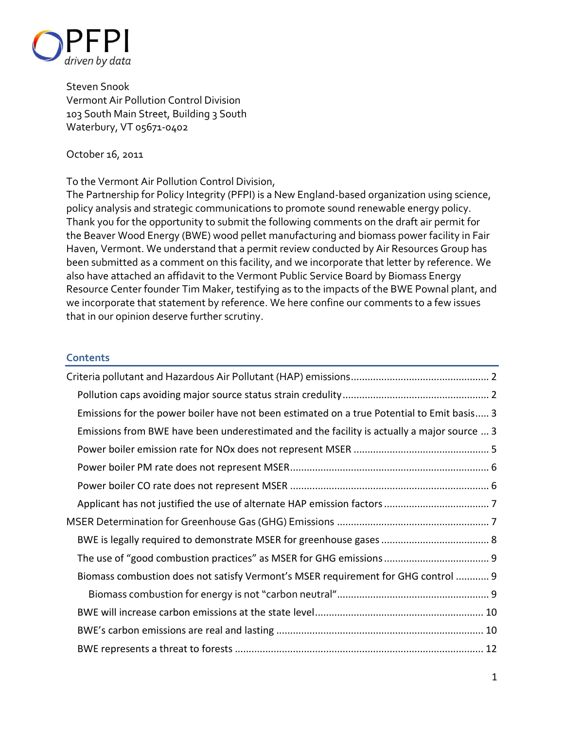PFPI
*driven by data*

Steven Snook
Vermont Air Pollution Control Division
103 South Main Street, Building 3 South
Waterbury, VT 05671-0402

October 16, 2011

To the Vermont Air Pollution Control Division,
The Partnership for Policy Integrity (PFPI) is a New England-based organization using science, policy analysis and strategic communications to promote sound renewable energy policy. Thank you for the opportunity to submit the following comments on the draft air permit for the Beaver Wood Energy (BWE) wood pellet manufacturing and biomass power facility in Fair Haven, Vermont. We understand that a permit review conducted by Air Resources Group has been submitted as a comment on this facility, and we incorporate that letter by reference. We also have attached an affidavit to the Vermont Public Service Board by Biomass Energy Resource Center founder Tim Maker, testifying as to the impacts of the BWE Pownal plant, and we incorporate that statement by reference. We here confine our comments to a few issues that in our opinion deserve further scrutiny.

## Contents

- Criteria pollutant and Hazardous Air Pollutant (HAP) emissions ..... 2
  - Pollution caps avoiding major source status strain credulity ..... 2
  - Emissions for the power boiler have not been estimated on a true Potential to Emit basis ..... 3
  - Emissions from BWE have been underestimated and the facility is actually a major source ..... 3
  - Power boiler emission rate for NOx does not represent MSER ..... 5
  - Power boiler PM rate does not represent MSER ..... 6
  - Power boiler CO rate does not represent MSER ..... 6
  - Applicant has not justified the use of alternate HAP emission factors ..... 7
- MSER Determination for Greenhouse Gas (GHG) Emissions ..... 7
  - BWE is legally required to demonstrate MSER for greenhouse gases ..... 8
  - The use of "good combustion practices" as MSER for GHG emissions ..... 9
  - Biomass combustion does not satisfy Vermont's MSER requirement for GHG control ..... 9
    - Biomass combustion for energy is not "carbon neutral" ..... 9
  - BWE will increase carbon emissions at the state level ..... 10
  - BWE's carbon emissions are real and lasting ..... 10
  - BWE represents a threat to forests ..... 12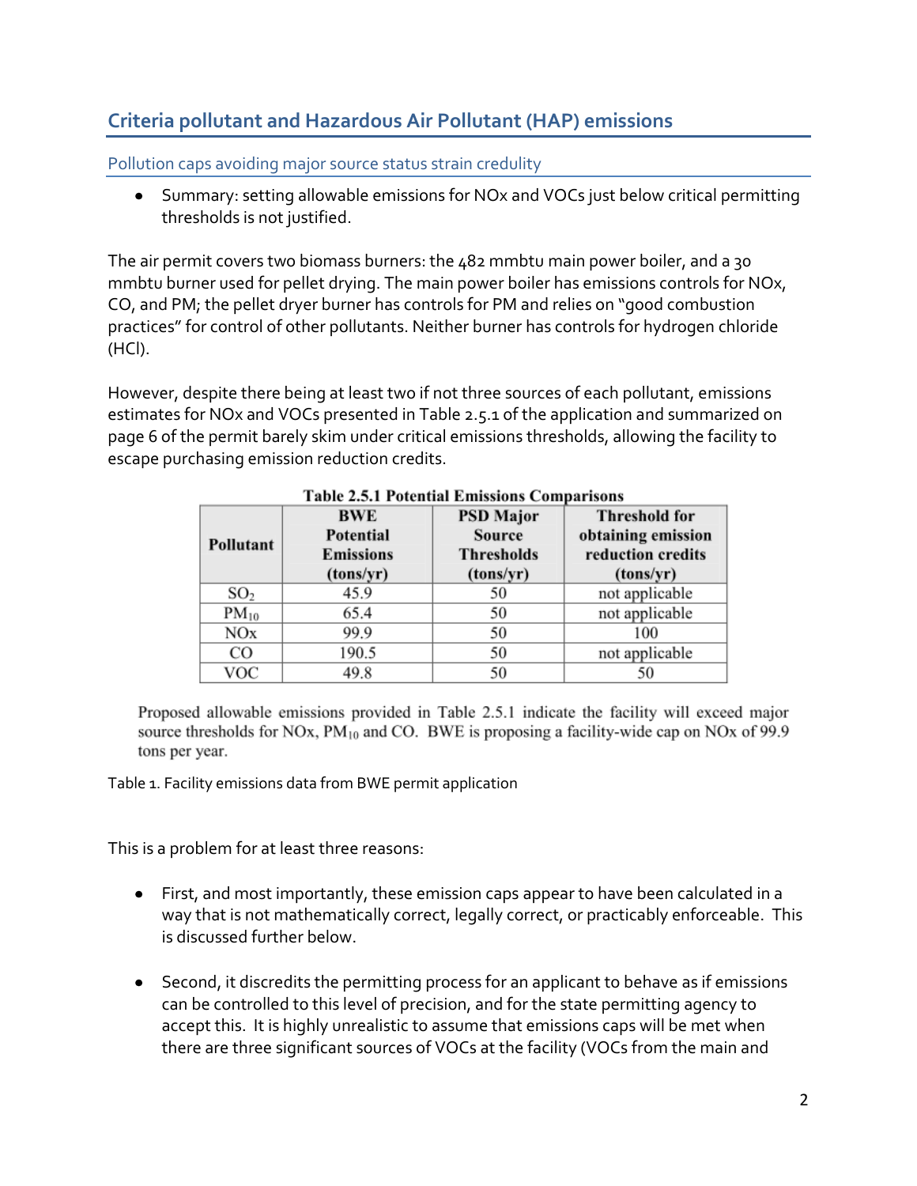## Criteria pollutant and Hazardous Air Pollutant (HAP) emissions

### Pollution caps avoiding major source status strain credulity

- Summary: setting allowable emissions for NOx and VOCs just below critical permitting thresholds is not justified.

The air permit covers two biomass burners: the 482 mmbtu main power boiler, and a 30 mmbtu burner used for pellet drying. The main power boiler has emissions controls for NOx, CO, and PM; the pellet dryer burner has controls for PM and relies on "good combustion practices" for control of other pollutants. Neither burner has controls for hydrogen chloride (HCl).

However, despite there being at least two if not three sources of each pollutant, emissions estimates for NOx and VOCs presented in Table 2.5.1 of the application and summarized on page 6 of the permit barely skim under critical emissions thresholds, allowing the facility to escape purchasing emission reduction credits.

**Table 2.5.1 Potential Emissions Comparisons**

| Pollutant | BWE Potential Emissions (tons/yr) | PSD Major Source Thresholds (tons/yr) | Threshold for obtaining emission reduction credits (tons/yr) |
|---|---|---|---|
| $SO_2$ | 45.9 | 50 | not applicable |
| $PM_{10}$ | 65.4 | 50 | not applicable |
| NOx | 99.9 | 50 | 100 |
| CO | 190.5 | 50 | not applicable |
| VOC | 49.8 | 50 | 50 |

Proposed allowable emissions provided in Table 2.5.1 indicate the facility will exceed major source thresholds for NOx, $PM_{10}$ and CO. BWE is proposing a facility-wide cap on NOx of 99.9 tons per year.

Table 1. Facility emissions data from BWE permit application

This is a problem for at least three reasons:

- First, and most importantly, these emission caps appear to have been calculated in a way that is not mathematically correct, legally correct, or practicably enforceable. This is discussed further below.

- Second, it discredits the permitting process for an applicant to behave as if emissions can be controlled to this level of precision, and for the state permitting agency to accept this. It is highly unrealistic to assume that emissions caps will be met when there are three significant sources of VOCs at the facility (VOCs from the main and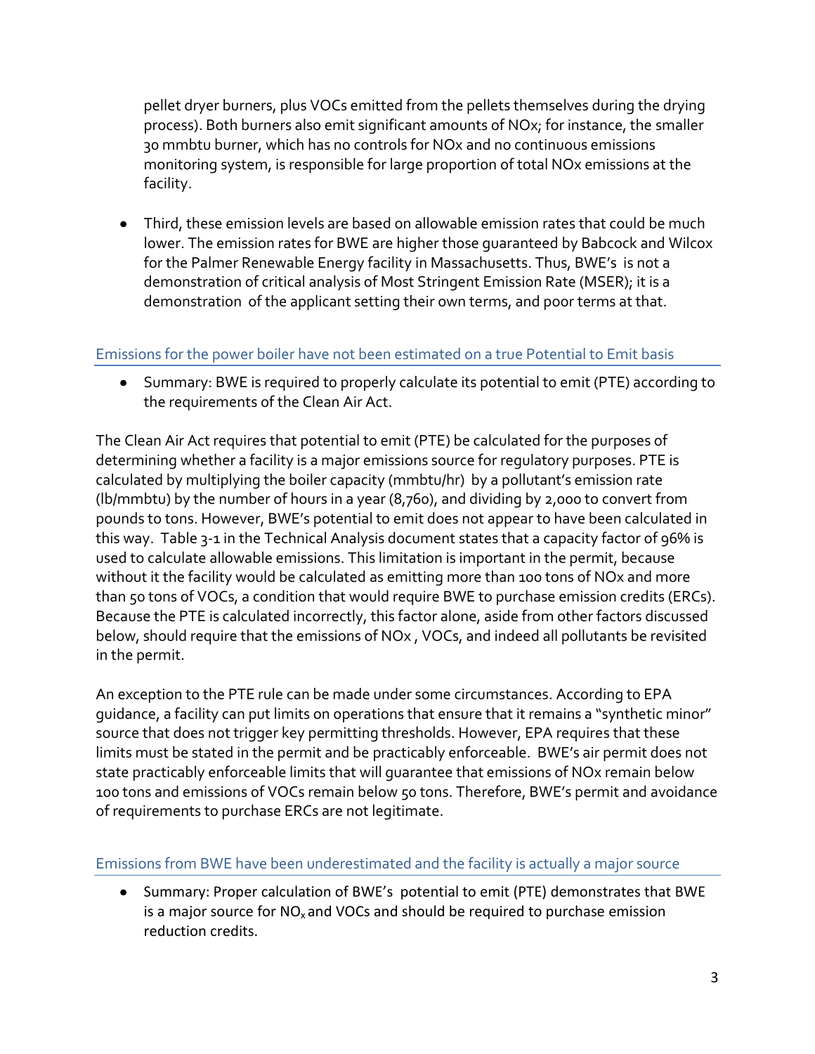pellet dryer burners, plus VOCs emitted from the pellets themselves during the drying process). Both burners also emit significant amounts of NOx; for instance, the smaller 30 mmbtu burner, which has no controls for NOx and no continuous emissions monitoring system, is responsible for large proportion of total NOx emissions at the facility.

- Third, these emission levels are based on allowable emission rates that could be much lower. The emission rates for BWE are higher those guaranteed by Babcock and Wilcox for the Palmer Renewable Energy facility in Massachusetts. Thus, BWE's is not a demonstration of critical analysis of Most Stringent Emission Rate (MSER); it is a demonstration of the applicant setting their own terms, and poor terms at that.

## Emissions for the power boiler have not been estimated on a true Potential to Emit basis

- Summary: BWE is required to properly calculate its potential to emit (PTE) according to the requirements of the Clean Air Act.

The Clean Air Act requires that potential to emit (PTE) be calculated for the purposes of determining whether a facility is a major emissions source for regulatory purposes. PTE is calculated by multiplying the boiler capacity (mmbtu/hr) by a pollutant's emission rate (lb/mmbtu) by the number of hours in a year (8,760), and dividing by 2,000 to convert from pounds to tons. However, BWE's potential to emit does not appear to have been calculated in this way. Table 3-1 in the Technical Analysis document states that a capacity factor of 96% is used to calculate allowable emissions. This limitation is important in the permit, because without it the facility would be calculated as emitting more than 100 tons of NOx and more than 50 tons of VOCs, a condition that would require BWE to purchase emission credits (ERCs). Because the PTE is calculated incorrectly, this factor alone, aside from other factors discussed below, should require that the emissions of NOx , VOCs, and indeed all pollutants be revisited in the permit.

An exception to the PTE rule can be made under some circumstances. According to EPA guidance, a facility can put limits on operations that ensure that it remains a "synthetic minor" source that does not trigger key permitting thresholds. However, EPA requires that these limits must be stated in the permit and be practicably enforceable. BWE's air permit does not state practicably enforceable limits that will guarantee that emissions of NOx remain below 100 tons and emissions of VOCs remain below 50 tons. Therefore, BWE's permit and avoidance of requirements to purchase ERCs are not legitimate.

## Emissions from BWE have been underestimated and the facility is actually a major source

- Summary: Proper calculation of BWE's potential to emit (PTE) demonstrates that BWE is a major source for $NO_x$ and VOCs and should be required to purchase emission reduction credits.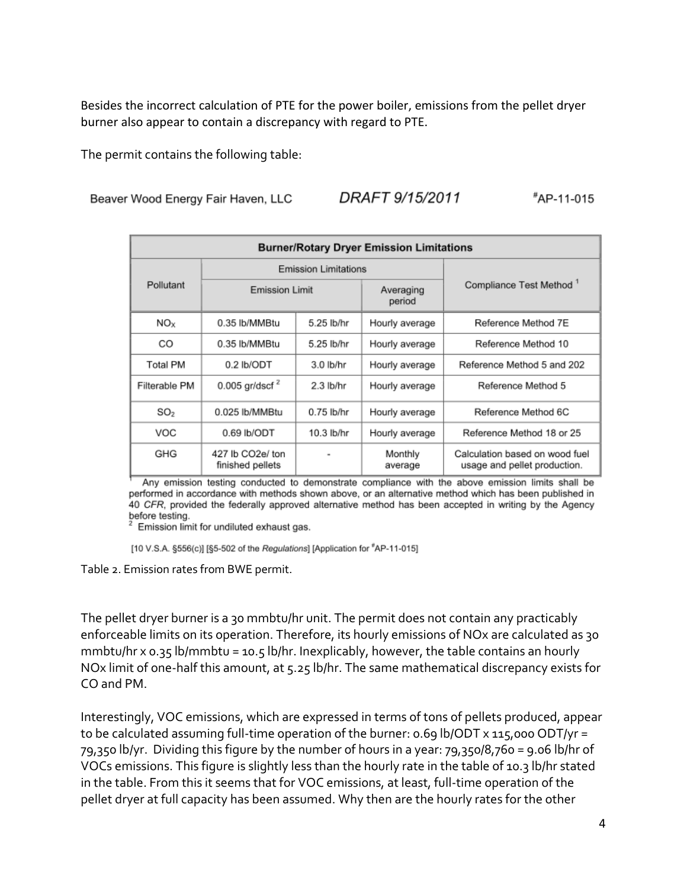Besides the incorrect calculation of PTE for the power boiler, emissions from the pellet dryer burner also appear to contain a discrepancy with regard to PTE.

The permit contains the following table:

Beaver Wood Energy Fair Haven, LLC *DRAFT 9/15/2011* #AP-11-015

| Burner/Rotary Dryer Emission Limitations | | | | |
|---|---|---|---|---|
| Pollutant | Emission Limitations | | | Compliance Test Method [1] |
| | Emission Limit | | Averaging period | |
| $NO_X$ | 0.35 lb/MMBtu | 5.25 lb/hr | Hourly average | Reference Method 7E |
| CO | 0.35 lb/MMBtu | 5.25 lb/hr | Hourly average | Reference Method 10 |
| Total PM | 0.2 lb/ODT | 3.0 lb/hr | Hourly average | Reference Method 5 and 202 |
| Filterable PM | 0.005 gr/dscf [2] | 2.3 lb/hr | Hourly average | Reference Method 5 |
| $SO_2$ | 0.025 lb/MMBtu | 0.75 lb/hr | Hourly average | Reference Method 6C |
| VOC | 0.69 lb/ODT | 10.3 lb/hr | Hourly average | Reference Method 18 or 25 |
| GHG | 427 lb CO2e/ ton finished pellets | - | Monthly average | Calculation based on wood fuel usage and pellet production. |

[1] Any emission testing conducted to demonstrate compliance with the above emission limits shall be performed in accordance with methods shown above, or an alternative method which has been published in 40 *CFR*, provided the federally approved alternative method has been accepted in writing by the Agency before testing.
[2] Emission limit for undiluted exhaust gas.

[10 V.S.A. §556(c)] [§5-502 of the *Regulations*] [Application for #AP-11-015]

Table 2. Emission rates from BWE permit.

The pellet dryer burner is a 30 mmbtu/hr unit. The permit does not contain any practicably enforceable limits on its operation. Therefore, its hourly emissions of NOx are calculated as 30 mmbtu/hr x 0.35 lb/mmbtu = 10.5 lb/hr. Inexplicably, however, the table contains an hourly NOx limit of one-half this amount, at 5.25 lb/hr. The same mathematical discrepancy exists for CO and PM.

Interestingly, VOC emissions, which are expressed in terms of tons of pellets produced, appear to be calculated assuming full-time operation of the burner: 0.69 lb/ODT x 115,000 ODT/yr = 79,350 lb/yr. Dividing this figure by the number of hours in a year: 79,350/8,760 = 9.06 lb/hr of VOCs emissions. This figure is slightly less than the hourly rate in the table of 10.3 lb/hr stated in the table. From this it seems that for VOC emissions, at least, full-time operation of the pellet dryer at full capacity has been assumed. Why then are the hourly rates for the other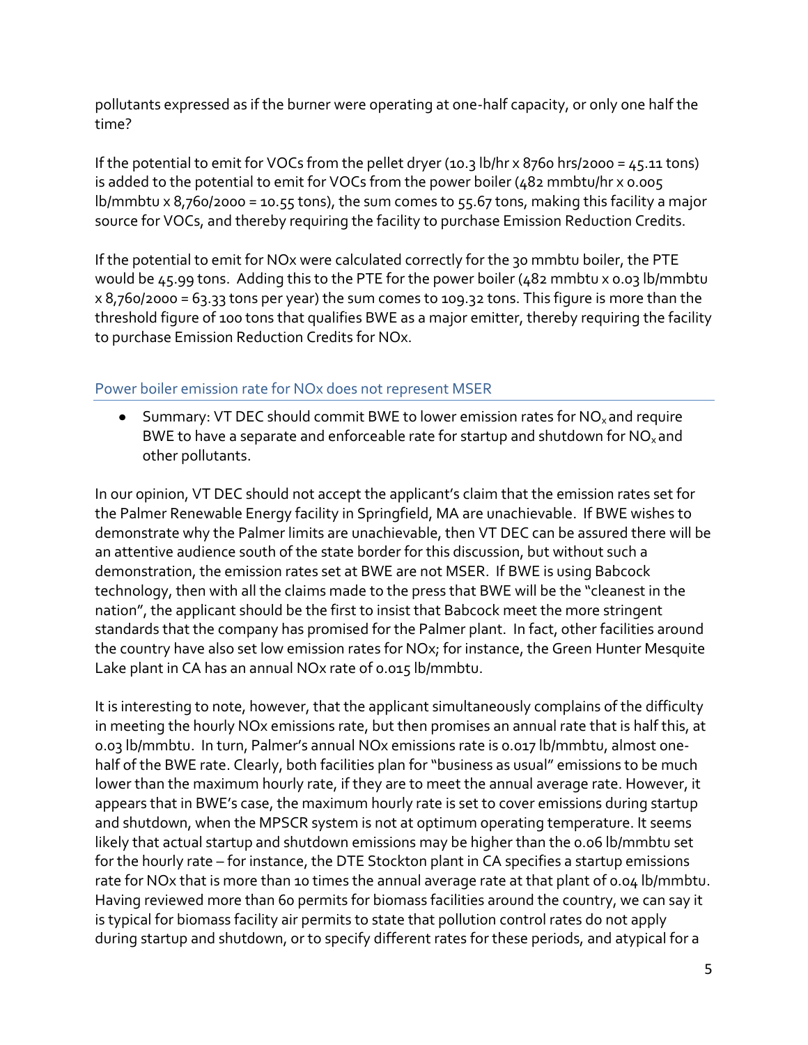pollutants expressed as if the burner were operating at one-half capacity, or only one half the time?

If the potential to emit for VOCs from the pellet dryer (10.3 lb/hr x 8760 hrs/2000 = 45.11 tons) is added to the potential to emit for VOCs from the power boiler (482 mmbtu/hr x 0.005 lb/mmbtu x 8,760/2000 = 10.55 tons), the sum comes to 55.67 tons, making this facility a major source for VOCs, and thereby requiring the facility to purchase Emission Reduction Credits.

If the potential to emit for NOx were calculated correctly for the 30 mmbtu boiler, the PTE would be 45.99 tons. Adding this to the PTE for the power boiler (482 mmbtu x 0.03 lb/mmbtu x 8,760/2000 = 63.33 tons per year) the sum comes to 109.32 tons. This figure is more than the threshold figure of 100 tons that qualifies BWE as a major emitter, thereby requiring the facility to purchase Emission Reduction Credits for NOx.

## Power boiler emission rate for NOx does not represent MSER

- Summary: VT DEC should commit BWE to lower emission rates for $NO_x$ and require BWE to have a separate and enforceable rate for startup and shutdown for $NO_x$ and other pollutants.

In our opinion, VT DEC should not accept the applicant's claim that the emission rates set for the Palmer Renewable Energy facility in Springfield, MA are unachievable. If BWE wishes to demonstrate why the Palmer limits are unachievable, then VT DEC can be assured there will be an attentive audience south of the state border for this discussion, but without such a demonstration, the emission rates set at BWE are not MSER. If BWE is using Babcock technology, then with all the claims made to the press that BWE will be the "cleanest in the nation", the applicant should be the first to insist that Babcock meet the more stringent standards that the company has promised for the Palmer plant. In fact, other facilities around the country have also set low emission rates for NOx; for instance, the Green Hunter Mesquite Lake plant in CA has an annual NOx rate of 0.015 lb/mmbtu.

It is interesting to note, however, that the applicant simultaneously complains of the difficulty in meeting the hourly NOx emissions rate, but then promises an annual rate that is half this, at 0.03 lb/mmbtu. In turn, Palmer's annual NOx emissions rate is 0.017 lb/mmbtu, almost one-half of the BWE rate. Clearly, both facilities plan for "business as usual" emissions to be much lower than the maximum hourly rate, if they are to meet the annual average rate. However, it appears that in BWE's case, the maximum hourly rate is set to cover emissions during startup and shutdown, when the MPSCR system is not at optimum operating temperature. It seems likely that actual startup and shutdown emissions may be higher than the 0.06 lb/mmbtu set for the hourly rate – for instance, the DTE Stockton plant in CA specifies a startup emissions rate for NOx that is more than 10 times the annual average rate at that plant of 0.04 lb/mmbtu. Having reviewed more than 60 permits for biomass facilities around the country, we can say it is typical for biomass facility air permits to state that pollution control rates do not apply during startup and shutdown, or to specify different rates for these periods, and atypical for a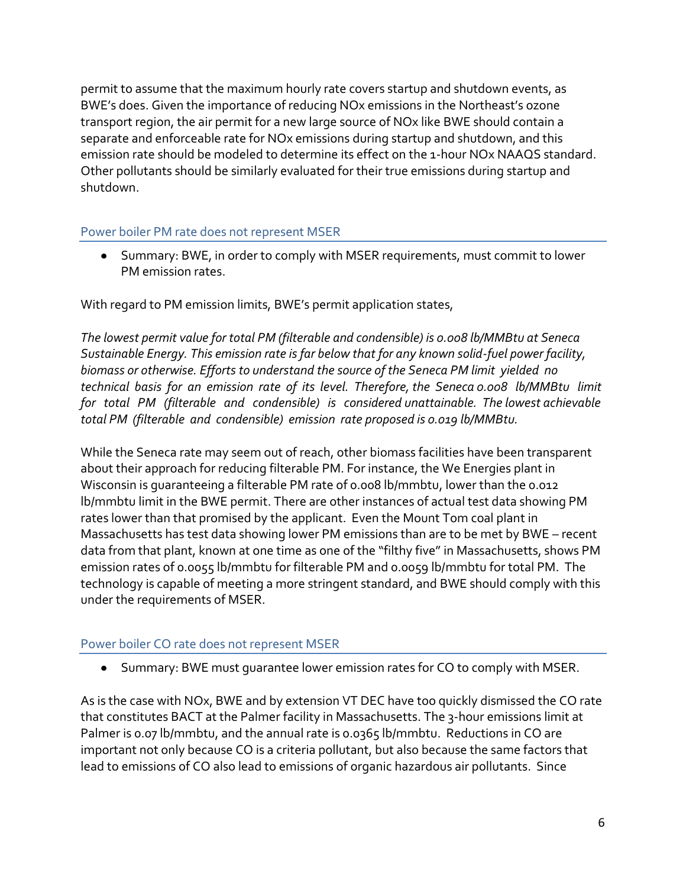permit to assume that the maximum hourly rate covers startup and shutdown events, as BWE's does. Given the importance of reducing NOx emissions in the Northeast's ozone transport region, the air permit for a new large source of NOx like BWE should contain a separate and enforceable rate for NOx emissions during startup and shutdown, and this emission rate should be modeled to determine its effect on the 1-hour NOx NAAQS standard. Other pollutants should be similarly evaluated for their true emissions during startup and shutdown.

### Power boiler PM rate does not represent MSER

- Summary: BWE, in order to comply with MSER requirements, must commit to lower PM emission rates.

With regard to PM emission limits, BWE's permit application states,

*The lowest permit value for total PM (filterable and condensible) is 0.008 lb/MMBtu at Seneca Sustainable Energy. This emission rate is far below that for any known solid-fuel power facility, biomass or otherwise. Efforts to understand the source of the Seneca PM limit yielded no technical basis for an emission rate of its level. Therefore, the Seneca 0.008 lb/MMBtu limit for total PM (filterable and condensible) is considered unattainable. The lowest achievable total PM (filterable and condensible) emission rate proposed is 0.019 lb/MMBtu.*

While the Seneca rate may seem out of reach, other biomass facilities have been transparent about their approach for reducing filterable PM. For instance, the We Energies plant in Wisconsin is guaranteeing a filterable PM rate of 0.008 lb/mmbtu, lower than the 0.012 lb/mmbtu limit in the BWE permit. There are other instances of actual test data showing PM rates lower than that promised by the applicant. Even the Mount Tom coal plant in Massachusetts has test data showing lower PM emissions than are to be met by BWE – recent data from that plant, known at one time as one of the "filthy five" in Massachusetts, shows PM emission rates of 0.0055 lb/mmbtu for filterable PM and 0.0059 lb/mmbtu for total PM. The technology is capable of meeting a more stringent standard, and BWE should comply with this under the requirements of MSER.

### Power boiler CO rate does not represent MSER

- Summary: BWE must guarantee lower emission rates for CO to comply with MSER.

As is the case with NOx, BWE and by extension VT DEC have too quickly dismissed the CO rate that constitutes BACT at the Palmer facility in Massachusetts. The 3-hour emissions limit at Palmer is 0.07 lb/mmbtu, and the annual rate is 0.0365 lb/mmbtu. Reductions in CO are important not only because CO is a criteria pollutant, but also because the same factors that lead to emissions of CO also lead to emissions of organic hazardous air pollutants. Since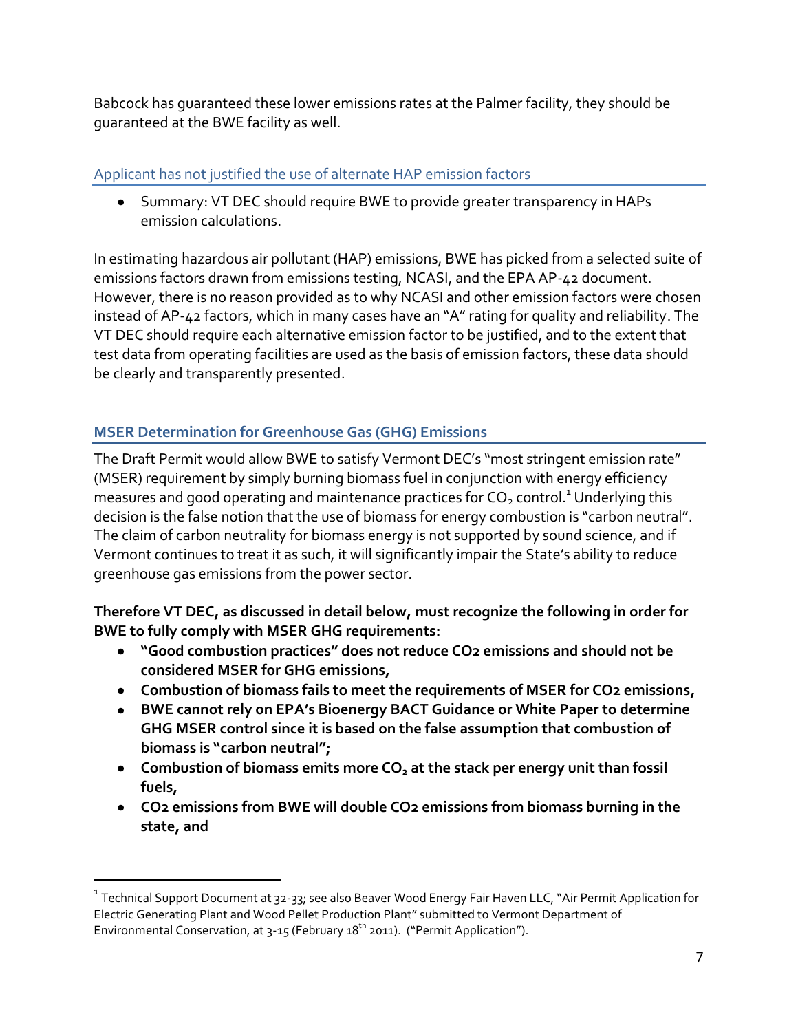Babcock has guaranteed these lower emissions rates at the Palmer facility, they should be guaranteed at the BWE facility as well.

### Applicant has not justified the use of alternate HAP emission factors

- Summary: VT DEC should require BWE to provide greater transparency in HAPs emission calculations.

In estimating hazardous air pollutant (HAP) emissions, BWE has picked from a selected suite of emissions factors drawn from emissions testing, NCASI, and the EPA AP-42 document. However, there is no reason provided as to why NCASI and other emission factors were chosen instead of AP-42 factors, which in many cases have an "A" rating for quality and reliability. The VT DEC should require each alternative emission factor to be justified, and to the extent that test data from operating facilities are used as the basis of emission factors, these data should be clearly and transparently presented.

## MSER Determination for Greenhouse Gas (GHG) Emissions

The Draft Permit would allow BWE to satisfy Vermont DEC's "most stringent emission rate" (MSER) requirement by simply burning biomass fuel in conjunction with energy efficiency measures and good operating and maintenance practices for $CO_2$ control.[1] Underlying this decision is the false notion that the use of biomass for energy combustion is "carbon neutral". The claim of carbon neutrality for biomass energy is not supported by sound science, and if Vermont continues to treat it as such, it will significantly impair the State's ability to reduce greenhouse gas emissions from the power sector.

**Therefore VT DEC, as discussed in detail below, must recognize the following in order for BWE to fully comply with MSER GHG requirements:**

- **"Good combustion practices" does not reduce CO2 emissions and should not be considered MSER for GHG emissions,**
- **Combustion of biomass fails to meet the requirements of MSER for CO2 emissions,**
- **BWE cannot rely on EPA's Bioenergy BACT Guidance or White Paper to determine GHG MSER control since it is based on the false assumption that combustion of biomass is "carbon neutral";**
- **Combustion of biomass emits more $CO_2$ at the stack per energy unit than fossil fuels,**
- **CO2 emissions from BWE will double CO2 emissions from biomass burning in the state, and**

[1] Technical Support Document at 32-33; see also Beaver Wood Energy Fair Haven LLC, "Air Permit Application for Electric Generating Plant and Wood Pellet Production Plant" submitted to Vermont Department of Environmental Conservation, at 3-15 (February 18th 2011). ("Permit Application").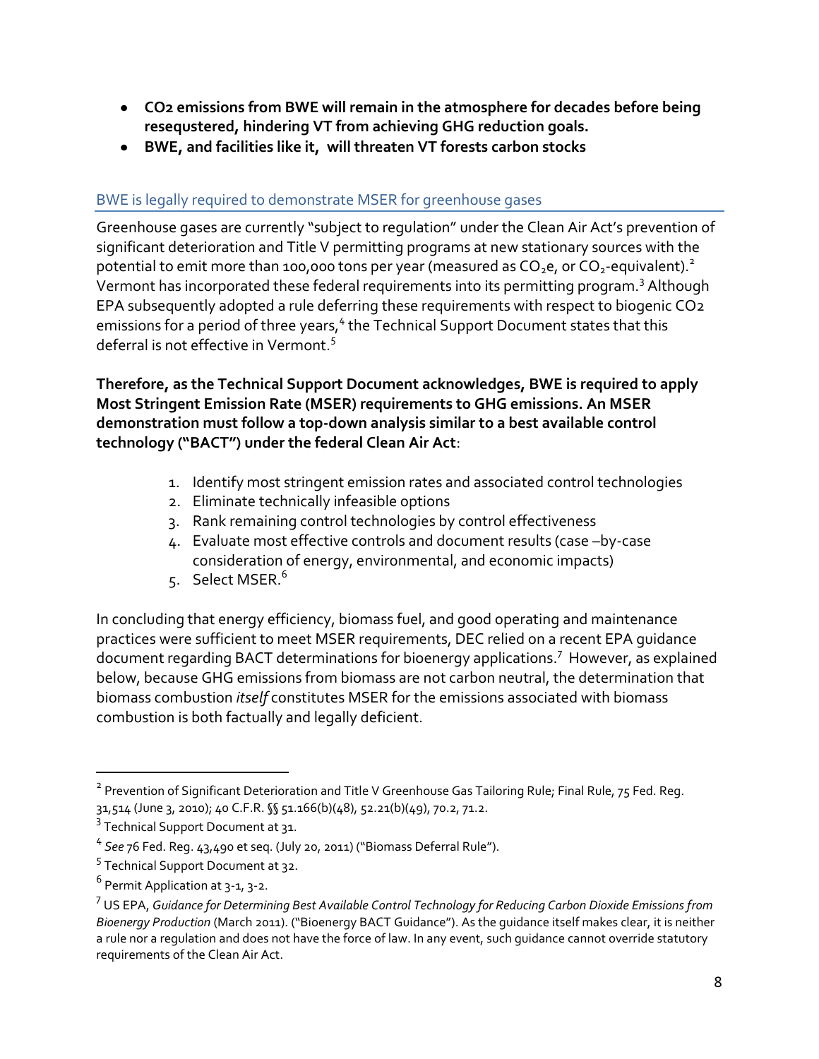- **CO2 emissions from BWE will remain in the atmosphere for decades before being resequstered, hindering VT from achieving GHG reduction goals.**
- **BWE, and facilities like it, will threaten VT forests carbon stocks**

## BWE is legally required to demonstrate MSER for greenhouse gases

Greenhouse gases are currently "subject to regulation" under the Clean Air Act's prevention of significant deterioration and Title V permitting programs at new stationary sources with the potential to emit more than 100,000 tons per year (measured as $CO_2$e, or $CO_2$-equivalent).[2] Vermont has incorporated these federal requirements into its permitting program.[3] Although EPA subsequently adopted a rule deferring these requirements with respect to biogenic CO2 emissions for a period of three years,[4] the Technical Support Document states that this deferral is not effective in Vermont.[5]

**Therefore, as the Technical Support Document acknowledges, BWE is required to apply Most Stringent Emission Rate (MSER) requirements to GHG emissions. An MSER demonstration must follow a top-down analysis similar to a best available control technology ("BACT") under the federal Clean Air Act**:

1. Identify most stringent emission rates and associated control technologies
2. Eliminate technically infeasible options
3. Rank remaining control technologies by control effectiveness
4. Evaluate most effective controls and document results (case –by-case consideration of energy, environmental, and economic impacts)
5. Select MSER.[6]

In concluding that energy efficiency, biomass fuel, and good operating and maintenance practices were sufficient to meet MSER requirements, DEC relied on a recent EPA guidance document regarding BACT determinations for bioenergy applications.[7] However, as explained below, because GHG emissions from biomass are not carbon neutral, the determination that biomass combustion *itself* constitutes MSER for the emissions associated with biomass combustion is both factually and legally deficient.

---

[2] Prevention of Significant Deterioration and Title V Greenhouse Gas Tailoring Rule; Final Rule, 75 Fed. Reg. 31,514 (June 3, 2010); 40 C.F.R. §§ 51.166(b)(48), 52.21(b)(49), 70.2, 71.2.

[3] Technical Support Document at 31.

[4] *See* 76 Fed. Reg. 43,490 et seq. (July 20, 2011) ("Biomass Deferral Rule").

[5] Technical Support Document at 32.

[6] Permit Application at 3-1, 3-2.

[7] US EPA, *Guidance for Determining Best Available Control Technology for Reducing Carbon Dioxide Emissions from Bioenergy Production* (March 2011). ("Bioenergy BACT Guidance"). As the guidance itself makes clear, it is neither a rule nor a regulation and does not have the force of law. In any event, such guidance cannot override statutory requirements of the Clean Air Act.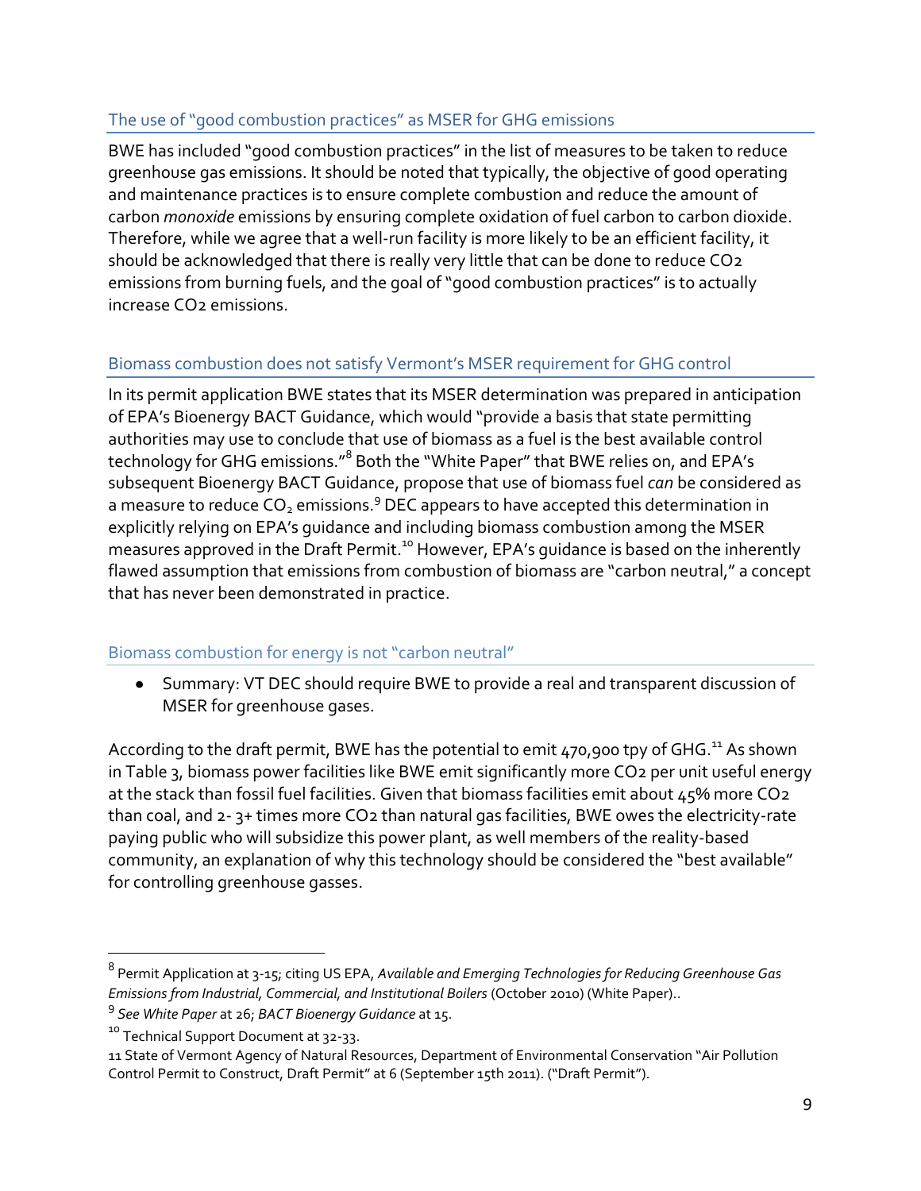### The use of "good combustion practices" as MSER for GHG emissions

BWE has included "good combustion practices" in the list of measures to be taken to reduce greenhouse gas emissions. It should be noted that typically, the objective of good operating and maintenance practices is to ensure complete combustion and reduce the amount of carbon *monoxide* emissions by ensuring complete oxidation of fuel carbon to carbon dioxide. Therefore, while we agree that a well-run facility is more likely to be an efficient facility, it should be acknowledged that there is really very little that can be done to reduce CO2 emissions from burning fuels, and the goal of "good combustion practices" is to actually increase CO2 emissions.

### Biomass combustion does not satisfy Vermont's MSER requirement for GHG control

In its permit application BWE states that its MSER determination was prepared in anticipation of EPA's Bioenergy BACT Guidance, which would "provide a basis that state permitting authorities may use to conclude that use of biomass as a fuel is the best available control technology for GHG emissions."[8] Both the "White Paper" that BWE relies on, and EPA's subsequent Bioenergy BACT Guidance, propose that use of biomass fuel *can* be considered as a measure to reduce $CO_2$ emissions.[9] DEC appears to have accepted this determination in explicitly relying on EPA's guidance and including biomass combustion among the MSER measures approved in the Draft Permit.[10] However, EPA's guidance is based on the inherently flawed assumption that emissions from combustion of biomass are "carbon neutral," a concept that has never been demonstrated in practice.

### Biomass combustion for energy is not "carbon neutral"

- Summary: VT DEC should require BWE to provide a real and transparent discussion of MSER for greenhouse gases.

According to the draft permit, BWE has the potential to emit 470,900 tpy of GHG.[11] As shown in Table 3, biomass power facilities like BWE emit significantly more CO2 per unit useful energy at the stack than fossil fuel facilities. Given that biomass facilities emit about 45% more CO2 than coal, and 2- 3+ times more CO2 than natural gas facilities, BWE owes the electricity-rate paying public who will subsidize this power plant, as well members of the reality-based community, an explanation of why this technology should be considered the "best available" for controlling greenhouse gasses.

---

[8] Permit Application at 3-15; citing US EPA, *Available and Emerging Technologies for Reducing Greenhouse Gas Emissions from Industrial, Commercial, and Institutional Boilers* (October 2010) (White Paper)..

[9] *See White Paper* at 26; *BACT Bioenergy Guidance* at 15.

[10] Technical Support Document at 32-33.

11 State of Vermont Agency of Natural Resources, Department of Environmental Conservation "Air Pollution Control Permit to Construct, Draft Permit" at 6 (September 15th 2011). ("Draft Permit").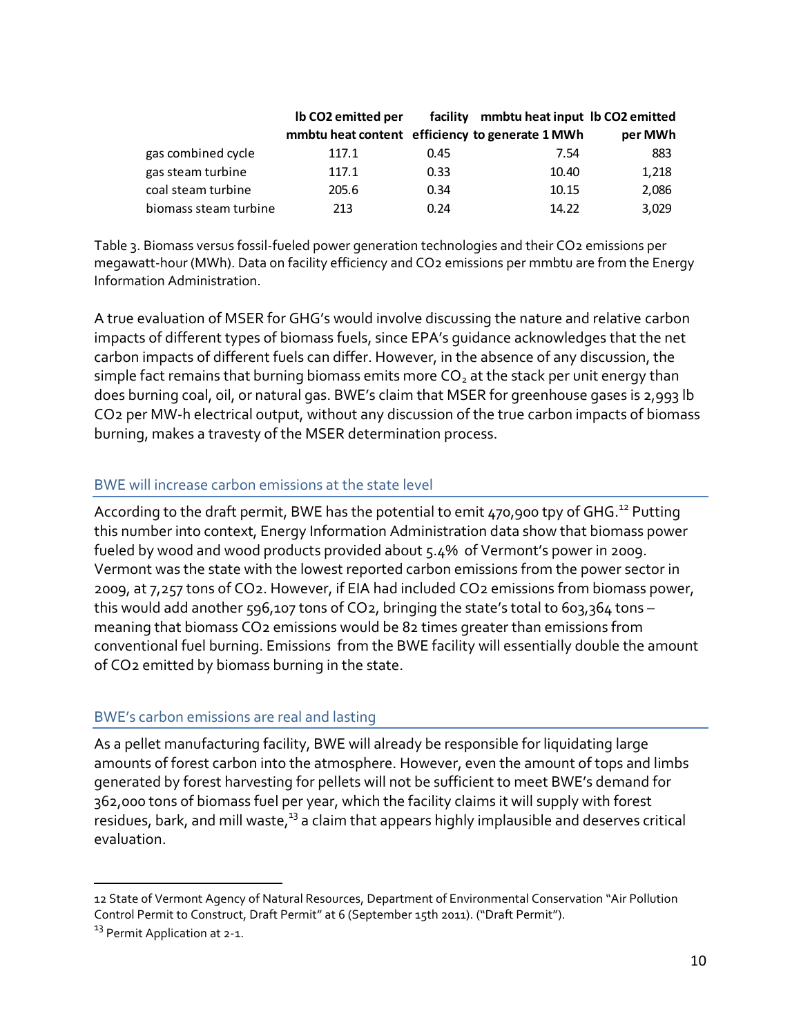| | lb CO2 emitted per mmbtu heat content | facility efficiency | mmbtu heat input to generate 1 MWh | lb CO2 emitted per MWh |
|---|---|---|---|---|
| gas combined cycle | 117.1 | 0.45 | 7.54 | 883 |
| gas steam turbine | 117.1 | 0.33 | 10.40 | 1,218 |
| coal steam turbine | 205.6 | 0.34 | 10.15 | 2,086 |
| biomass steam turbine | 213 | 0.24 | 14.22 | 3,029 |

Table 3. Biomass versus fossil-fueled power generation technologies and their CO2 emissions per megawatt-hour (MWh). Data on facility efficiency and CO2 emissions per mmbtu are from the Energy Information Administration.

A true evaluation of MSER for GHG's would involve discussing the nature and relative carbon impacts of different types of biomass fuels, since EPA's guidance acknowledges that the net carbon impacts of different fuels can differ. However, in the absence of any discussion, the simple fact remains that burning biomass emits more $CO_2$ at the stack per unit energy than does burning coal, oil, or natural gas. BWE's claim that MSER for greenhouse gases is 2,993 lb CO2 per MW-h electrical output, without any discussion of the true carbon impacts of biomass burning, makes a travesty of the MSER determination process.

## BWE will increase carbon emissions at the state level

According to the draft permit, BWE has the potential to emit 470,900 tpy of GHG.[12] Putting this number into context, Energy Information Administration data show that biomass power fueled by wood and wood products provided about 5.4% of Vermont's power in 2009. Vermont was the state with the lowest reported carbon emissions from the power sector in 2009, at 7,257 tons of CO2. However, if EIA had included CO2 emissions from biomass power, this would add another 596,107 tons of CO2, bringing the state's total to 603,364 tons – meaning that biomass CO2 emissions would be 82 times greater than emissions from conventional fuel burning. Emissions from the BWE facility will essentially double the amount of CO2 emitted by biomass burning in the state.

## BWE's carbon emissions are real and lasting

As a pellet manufacturing facility, BWE will already be responsible for liquidating large amounts of forest carbon into the atmosphere. However, even the amount of tops and limbs generated by forest harvesting for pellets will not be sufficient to meet BWE's demand for 362,000 tons of biomass fuel per year, which the facility claims it will supply with forest residues, bark, and mill waste,[13] a claim that appears highly implausible and deserves critical evaluation.

---

12 State of Vermont Agency of Natural Resources, Department of Environmental Conservation "Air Pollution Control Permit to Construct, Draft Permit" at 6 (September 15th 2011). ("Draft Permit").

13 Permit Application at 2-1.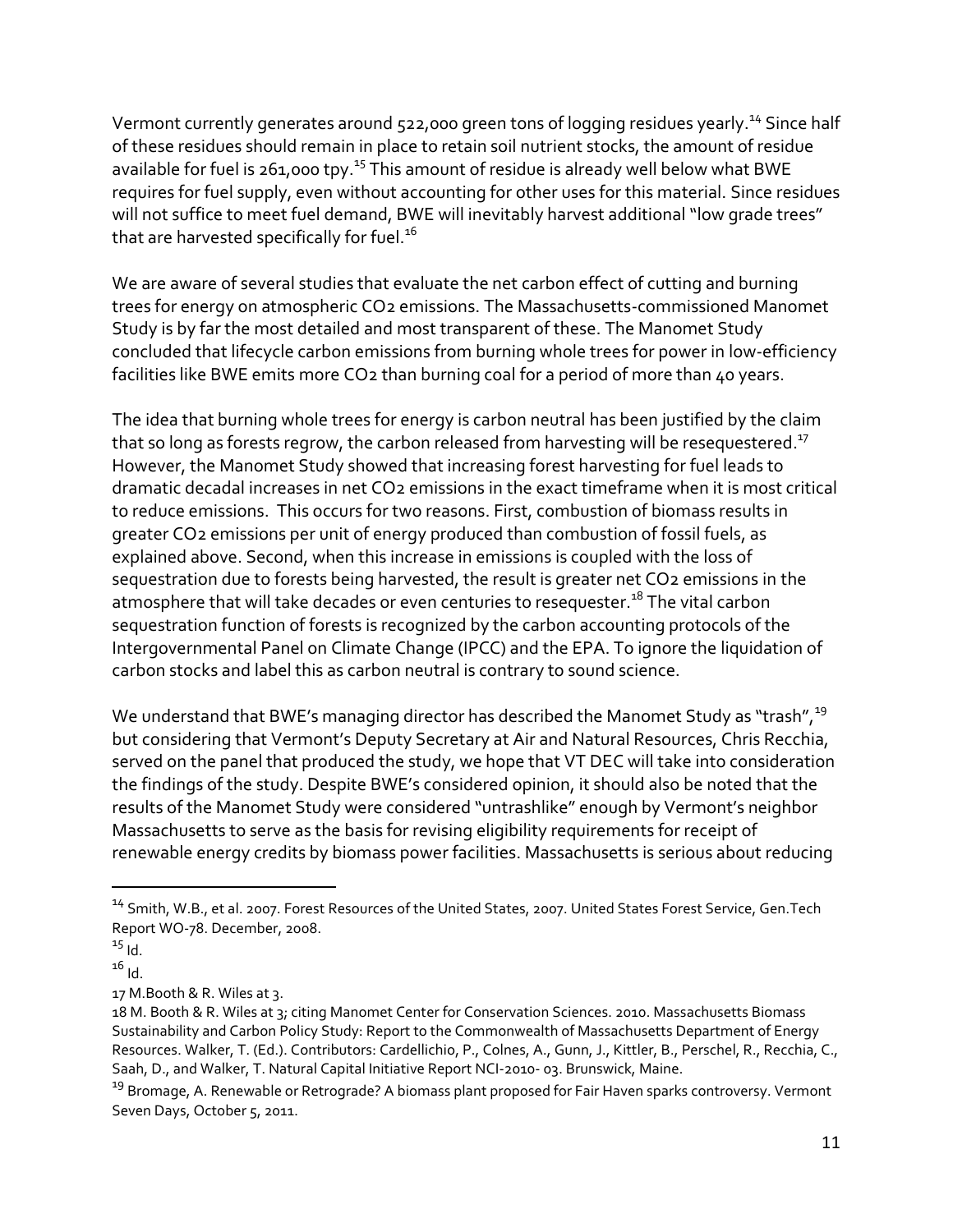Vermont currently generates around 522,000 green tons of logging residues yearly.[14] Since half of these residues should remain in place to retain soil nutrient stocks, the amount of residue available for fuel is 261,000 tpy.[15] This amount of residue is already well below what BWE requires for fuel supply, even without accounting for other uses for this material. Since residues will not suffice to meet fuel demand, BWE will inevitably harvest additional "low grade trees" that are harvested specifically for fuel.[16]

We are aware of several studies that evaluate the net carbon effect of cutting and burning trees for energy on atmospheric $CO_2$ emissions. The Massachusetts-commissioned Manomet Study is by far the most detailed and most transparent of these. The Manomet Study concluded that lifecycle carbon emissions from burning whole trees for power in low-efficiency facilities like BWE emits more $CO_2$ than burning coal for a period of more than 40 years.

The idea that burning whole trees for energy is carbon neutral has been justified by the claim that so long as forests regrow, the carbon released from harvesting will be resequestered.[17] However, the Manomet Study showed that increasing forest harvesting for fuel leads to dramatic decadal increases in net $CO_2$ emissions in the exact timeframe when it is most critical to reduce emissions. This occurs for two reasons. First, combustion of biomass results in greater $CO_2$ emissions per unit of energy produced than combustion of fossil fuels, as explained above. Second, when this increase in emissions is coupled with the loss of sequestration due to forests being harvested, the result is greater net $CO_2$ emissions in the atmosphere that will take decades or even centuries to resequester.[18] The vital carbon sequestration function of forests is recognized by the carbon accounting protocols of the Intergovernmental Panel on Climate Change (IPCC) and the EPA. To ignore the liquidation of carbon stocks and label this as carbon neutral is contrary to sound science.

We understand that BWE's managing director has described the Manomet Study as "trash",[19] but considering that Vermont's Deputy Secretary at Air and Natural Resources, Chris Recchia, served on the panel that produced the study, we hope that VT DEC will take into consideration the findings of the study. Despite BWE's considered opinion, it should also be noted that the results of the Manomet Study were considered "untrashlike" enough by Vermont's neighbor Massachusetts to serve as the basis for revising eligibility requirements for receipt of renewable energy credits by biomass power facilities. Massachusetts is serious about reducing

---

[14] Smith, W.B., et al. 2007. Forest Resources of the United States, 2007. United States Forest Service, Gen.Tech Report WO-78. December, 2008.

[15] Id.

[16] Id.

17 M.Booth & R. Wiles at 3.

18 M. Booth & R. Wiles at 3; citing Manomet Center for Conservation Sciences. 2010. Massachusetts Biomass Sustainability and Carbon Policy Study: Report to the Commonwealth of Massachusetts Department of Energy Resources. Walker, T. (Ed.). Contributors: Cardellichio, P., Colnes, A., Gunn, J., Kittler, B., Perschel, R., Recchia, C., Saah, D., and Walker, T. Natural Capital Initiative Report NCI-2010- 03. Brunswick, Maine.

[19] Bromage, A. Renewable or Retrograde? A biomass plant proposed for Fair Haven sparks controversy. Vermont Seven Days, October 5, 2011.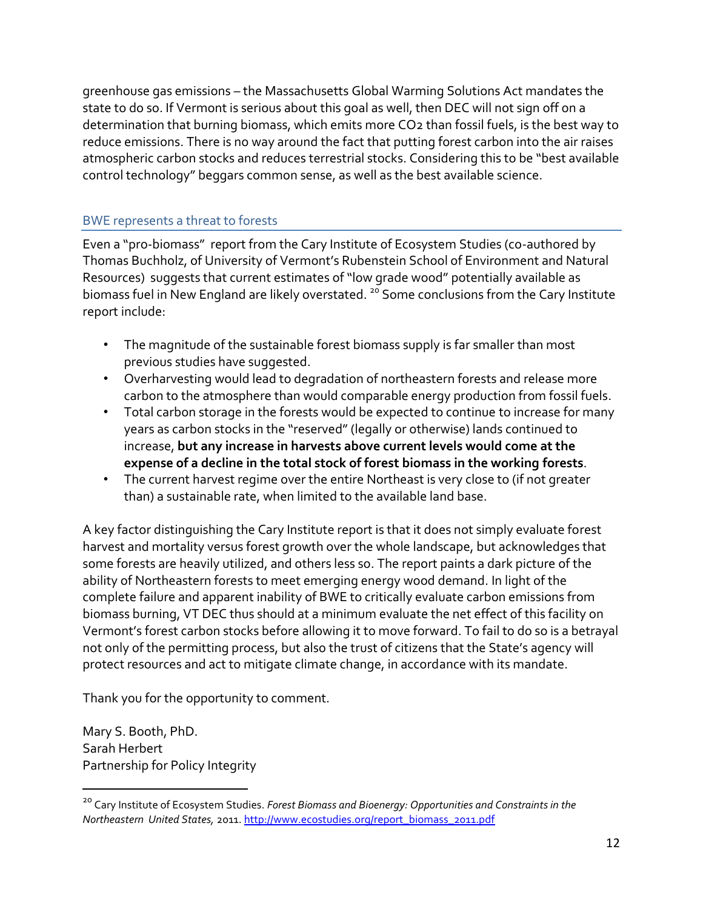greenhouse gas emissions – the Massachusetts Global Warming Solutions Act mandates the state to do so. If Vermont is serious about this goal as well, then DEC will not sign off on a determination that burning biomass, which emits more $CO_2$ than fossil fuels, is the best way to reduce emissions. There is no way around the fact that putting forest carbon into the air raises atmospheric carbon stocks and reduces terrestrial stocks. Considering this to be "best available control technology" beggars common sense, as well as the best available science.

## BWE represents a threat to forests

Even a "pro-biomass" report from the Cary Institute of Ecosystem Studies (co-authored by Thomas Buchholz, of University of Vermont's Rubenstein School of Environment and Natural Resources) suggests that current estimates of "low grade wood" potentially available as biomass fuel in New England are likely overstated. [20] Some conclusions from the Cary Institute report include:

- The magnitude of the sustainable forest biomass supply is far smaller than most previous studies have suggested.
- Overharvesting would lead to degradation of northeastern forests and release more carbon to the atmosphere than would comparable energy production from fossil fuels.
- Total carbon storage in the forests would be expected to continue to increase for many years as carbon stocks in the "reserved" (legally or otherwise) lands continued to increase, **but any increase in harvests above current levels would come at the expense of a decline in the total stock of forest biomass in the working forests**.
- The current harvest regime over the entire Northeast is very close to (if not greater than) a sustainable rate, when limited to the available land base.

A key factor distinguishing the Cary Institute report is that it does not simply evaluate forest harvest and mortality versus forest growth over the whole landscape, but acknowledges that some forests are heavily utilized, and others less so. The report paints a dark picture of the ability of Northeastern forests to meet emerging energy wood demand. In light of the complete failure and apparent inability of BWE to critically evaluate carbon emissions from biomass burning, VT DEC thus should at a minimum evaluate the net effect of this facility on Vermont's forest carbon stocks before allowing it to move forward. To fail to do so is a betrayal not only of the permitting process, but also the trust of citizens that the State's agency will protect resources and act to mitigate climate change, in accordance with its mandate.

Thank you for the opportunity to comment.

Mary S. Booth, PhD.
Sarah Herbert
Partnership for Policy Integrity

---

[20] Cary Institute of Ecosystem Studies. *Forest Biomass and Bioenergy: Opportunities and Constraints in the Northeastern United States,* 2011. http://www.ecostudies.org/report_biomass_2011.pdf